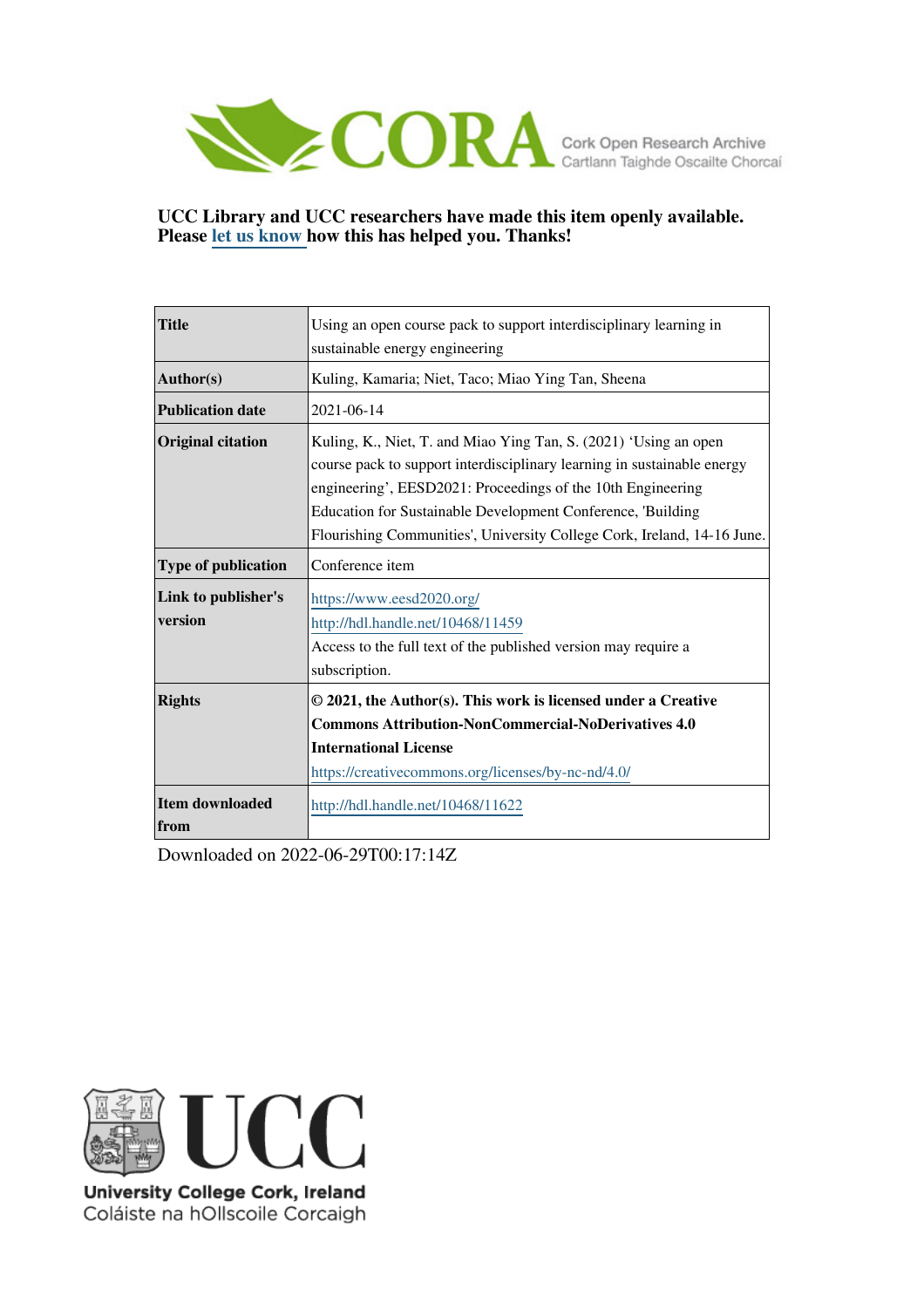CORA Cork Open Research Archive
Cartlann Taighde Oscailte Chorcaí

**UCC Library and UCC researchers have made this item openly available. Please let us know how this has helped you. Thanks!**

| | |
|---|---|
| **Title** | Using an open course pack to support interdisciplinary learning in sustainable energy engineering |
| **Author(s)** | Kuling, Kamaria; Niet, Taco; Miao Ying Tan, Sheena |
| **Publication date** | 2021-06-14 |
| **Original citation** | Kuling, K., Niet, T. and Miao Ying Tan, S. (2021) 'Using an open course pack to support interdisciplinary learning in sustainable energy engineering', EESD2021: Proceedings of the 10th Engineering Education for Sustainable Development Conference, 'Building Flourishing Communities', University College Cork, Ireland, 14-16 June. |
| **Type of publication** | Conference item |
| **Link to publisher's version** | https://www.eesd2020.org/ http://hdl.handle.net/10468/11459 Access to the full text of the published version may require a subscription. |
| **Rights** | **© 2021, the Author(s). This work is licensed under a Creative Commons Attribution-NonCommercial-NoDerivatives 4.0 International License** https://creativecommons.org/licenses/by-nc-nd/4.0/ |
| **Item downloaded from** | http://hdl.handle.net/10468/11622 |

Downloaded on 2022-06-29T00:17:14Z

UCC
University College Cork, Ireland
Coláiste na hOllscoile Corcaigh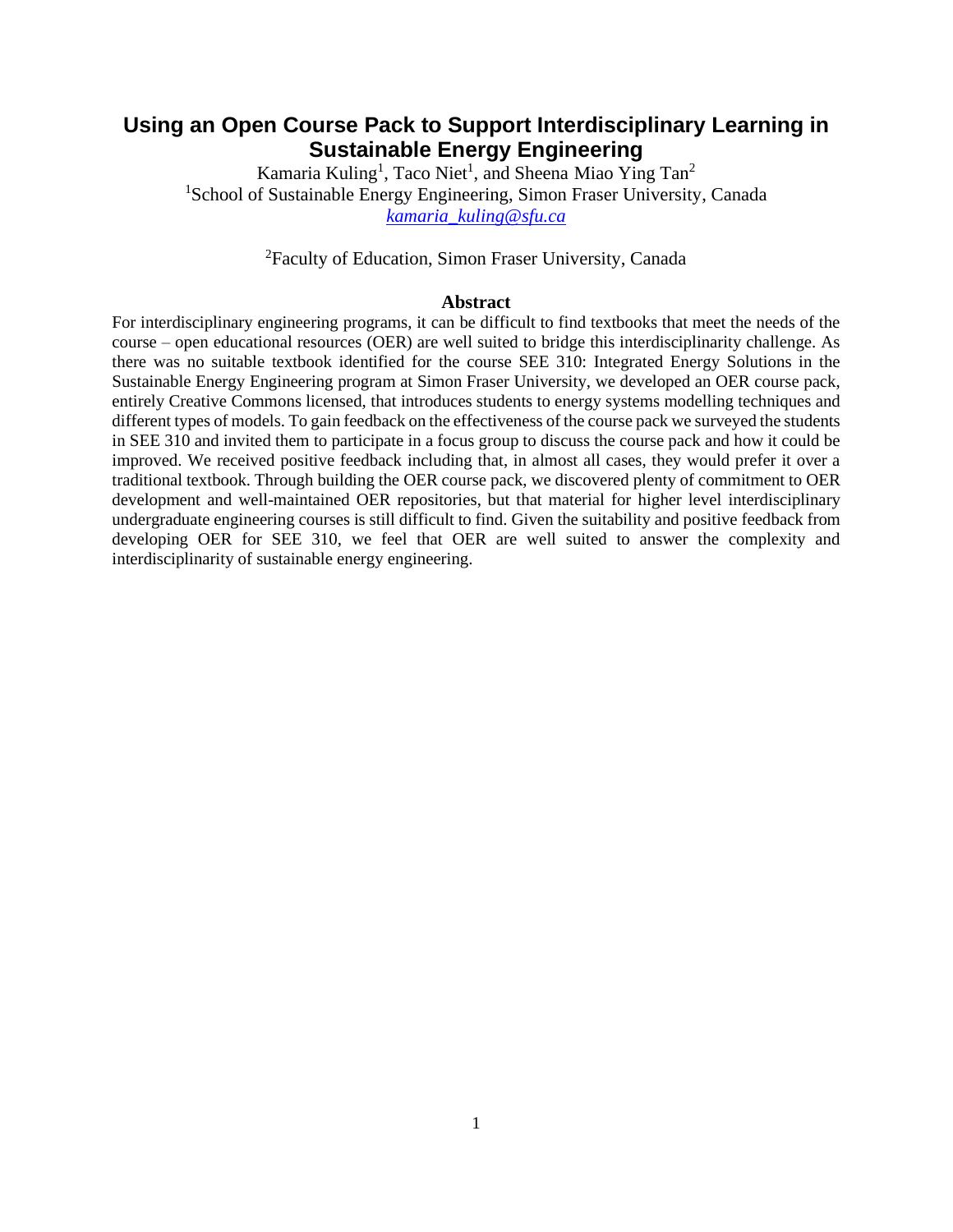# Using an Open Course Pack to Support Interdisciplinary Learning in Sustainable Energy Engineering

Kamaria Kuling[1], Taco Niet[1], and Sheena Miao Ying Tan[2]

[1]School of Sustainable Energy Engineering, Simon Fraser University, Canada

*kamaria_kuling@sfu.ca*

[2]Faculty of Education, Simon Fraser University, Canada

## Abstract

For interdisciplinary engineering programs, it can be difficult to find textbooks that meet the needs of the course – open educational resources (OER) are well suited to bridge this interdisciplinarity challenge. As there was no suitable textbook identified for the course SEE 310: Integrated Energy Solutions in the Sustainable Energy Engineering program at Simon Fraser University, we developed an OER course pack, entirely Creative Commons licensed, that introduces students to energy systems modelling techniques and different types of models. To gain feedback on the effectiveness of the course pack we surveyed the students in SEE 310 and invited them to participate in a focus group to discuss the course pack and how it could be improved. We received positive feedback including that, in almost all cases, they would prefer it over a traditional textbook. Through building the OER course pack, we discovered plenty of commitment to OER development and well-maintained OER repositories, but that material for higher level interdisciplinary undergraduate engineering courses is still difficult to find. Given the suitability and positive feedback from developing OER for SEE 310, we feel that OER are well suited to answer the complexity and interdisciplinarity of sustainable energy engineering.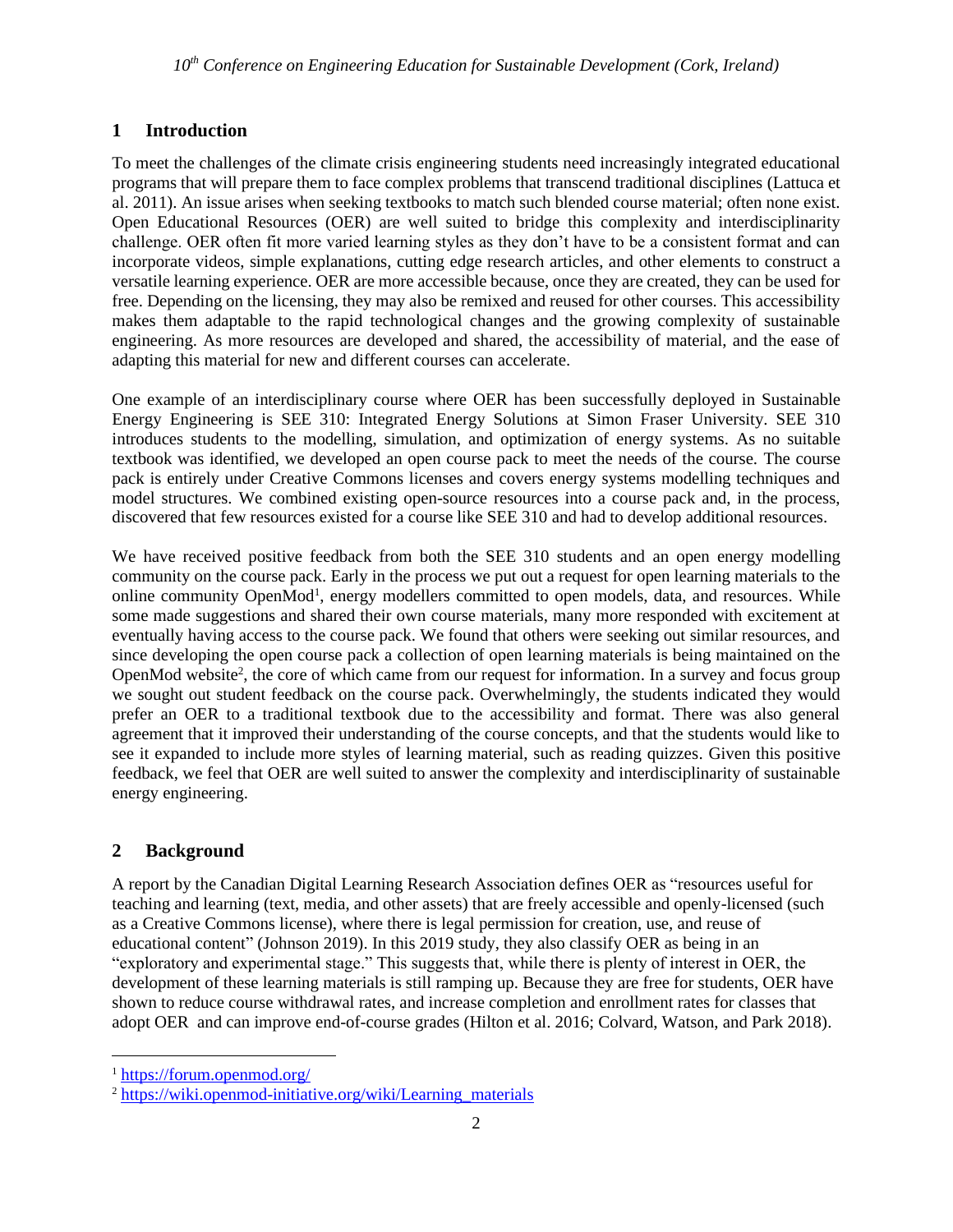## 1 Introduction

To meet the challenges of the climate crisis engineering students need increasingly integrated educational programs that will prepare them to face complex problems that transcend traditional disciplines (Lattuca et al. 2011). An issue arises when seeking textbooks to match such blended course material; often none exist. Open Educational Resources (OER) are well suited to bridge this complexity and interdisciplinarity challenge. OER often fit more varied learning styles as they don't have to be a consistent format and can incorporate videos, simple explanations, cutting edge research articles, and other elements to construct a versatile learning experience. OER are more accessible because, once they are created, they can be used for free. Depending on the licensing, they may also be remixed and reused for other courses. This accessibility makes them adaptable to the rapid technological changes and the growing complexity of sustainable engineering. As more resources are developed and shared, the accessibility of material, and the ease of adapting this material for new and different courses can accelerate.

One example of an interdisciplinary course where OER has been successfully deployed in Sustainable Energy Engineering is SEE 310: Integrated Energy Solutions at Simon Fraser University. SEE 310 introduces students to the modelling, simulation, and optimization of energy systems. As no suitable textbook was identified, we developed an open course pack to meet the needs of the course. The course pack is entirely under Creative Commons licenses and covers energy systems modelling techniques and model structures. We combined existing open-source resources into a course pack and, in the process, discovered that few resources existed for a course like SEE 310 and had to develop additional resources.

We have received positive feedback from both the SEE 310 students and an open energy modelling community on the course pack. Early in the process we put out a request for open learning materials to the online community OpenMod[1], energy modellers committed to open models, data, and resources. While some made suggestions and shared their own course materials, many more responded with excitement at eventually having access to the course pack. We found that others were seeking out similar resources, and since developing the open course pack a collection of open learning materials is being maintained on the OpenMod website[2], the core of which came from our request for information. In a survey and focus group we sought out student feedback on the course pack. Overwhelmingly, the students indicated they would prefer an OER to a traditional textbook due to the accessibility and format. There was also general agreement that it improved their understanding of the course concepts, and that the students would like to see it expanded to include more styles of learning material, such as reading quizzes. Given this positive feedback, we feel that OER are well suited to answer the complexity and interdisciplinarity of sustainable energy engineering.

## 2 Background

A report by the Canadian Digital Learning Research Association defines OER as "resources useful for teaching and learning (text, media, and other assets) that are freely accessible and openly-licensed (such as a Creative Commons license), where there is legal permission for creation, use, and reuse of educational content" (Johnson 2019). In this 2019 study, they also classify OER as being in an "exploratory and experimental stage." This suggests that, while there is plenty of interest in OER, the development of these learning materials is still ramping up. Because they are free for students, OER have shown to reduce course withdrawal rates, and increase completion and enrollment rates for classes that adopt OER and can improve end-of-course grades (Hilton et al. 2016; Colvard, Watson, and Park 2018).

[1] https://forum.openmod.org/

[2] https://wiki.openmod-initiative.org/wiki/Learning_materials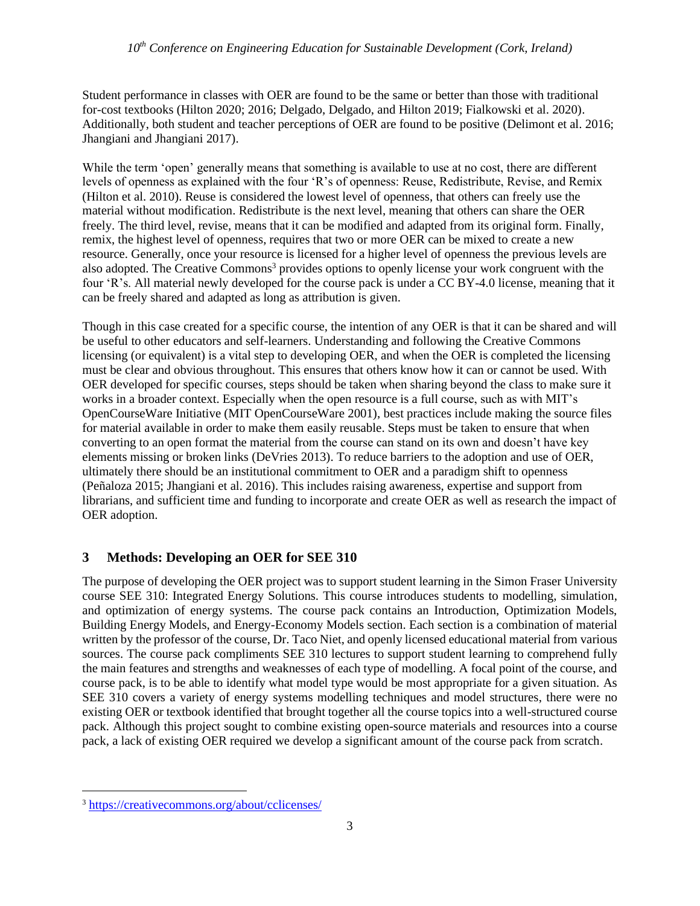Student performance in classes with OER are found to be the same or better than those with traditional for-cost textbooks (Hilton 2020; 2016; Delgado, Delgado, and Hilton 2019; Fialkowski et al. 2020). Additionally, both student and teacher perceptions of OER are found to be positive (Delimont et al. 2016; Jhangiani and Jhangiani 2017).

While the term 'open' generally means that something is available to use at no cost, there are different levels of openness as explained with the four 'R's of openness: Reuse, Redistribute, Revise, and Remix (Hilton et al. 2010). Reuse is considered the lowest level of openness, that others can freely use the material without modification. Redistribute is the next level, meaning that others can share the OER freely. The third level, revise, means that it can be modified and adapted from its original form. Finally, remix, the highest level of openness, requires that two or more OER can be mixed to create a new resource. Generally, once your resource is licensed for a higher level of openness the previous levels are also adopted. The Creative Commons[3] provides options to openly license your work congruent with the four 'R's. All material newly developed for the course pack is under a CC BY-4.0 license, meaning that it can be freely shared and adapted as long as attribution is given.

Though in this case created for a specific course, the intention of any OER is that it can be shared and will be useful to other educators and self-learners. Understanding and following the Creative Commons licensing (or equivalent) is a vital step to developing OER, and when the OER is completed the licensing must be clear and obvious throughout. This ensures that others know how it can or cannot be used. With OER developed for specific courses, steps should be taken when sharing beyond the class to make sure it works in a broader context. Especially when the open resource is a full course, such as with MIT's OpenCourseWare Initiative (MIT OpenCourseWare 2001), best practices include making the source files for material available in order to make them easily reusable. Steps must be taken to ensure that when converting to an open format the material from the course can stand on its own and doesn't have key elements missing or broken links (DeVries 2013). To reduce barriers to the adoption and use of OER, ultimately there should be an institutional commitment to OER and a paradigm shift to openness (Peñaloza 2015; Jhangiani et al. 2016). This includes raising awareness, expertise and support from librarians, and sufficient time and funding to incorporate and create OER as well as research the impact of OER adoption.

## 3 Methods: Developing an OER for SEE 310

The purpose of developing the OER project was to support student learning in the Simon Fraser University course SEE 310: Integrated Energy Solutions. This course introduces students to modelling, simulation, and optimization of energy systems. The course pack contains an Introduction, Optimization Models, Building Energy Models, and Energy-Economy Models section. Each section is a combination of material written by the professor of the course, Dr. Taco Niet, and openly licensed educational material from various sources. The course pack compliments SEE 310 lectures to support student learning to comprehend fully the main features and strengths and weaknesses of each type of modelling. A focal point of the course, and course pack, is to be able to identify what model type would be most appropriate for a given situation. As SEE 310 covers a variety of energy systems modelling techniques and model structures, there were no existing OER or textbook identified that brought together all the course topics into a well-structured course pack. Although this project sought to combine existing open-source materials and resources into a course pack, a lack of existing OER required we develop a significant amount of the course pack from scratch.

[3] https://creativecommons.org/about/cclicenses/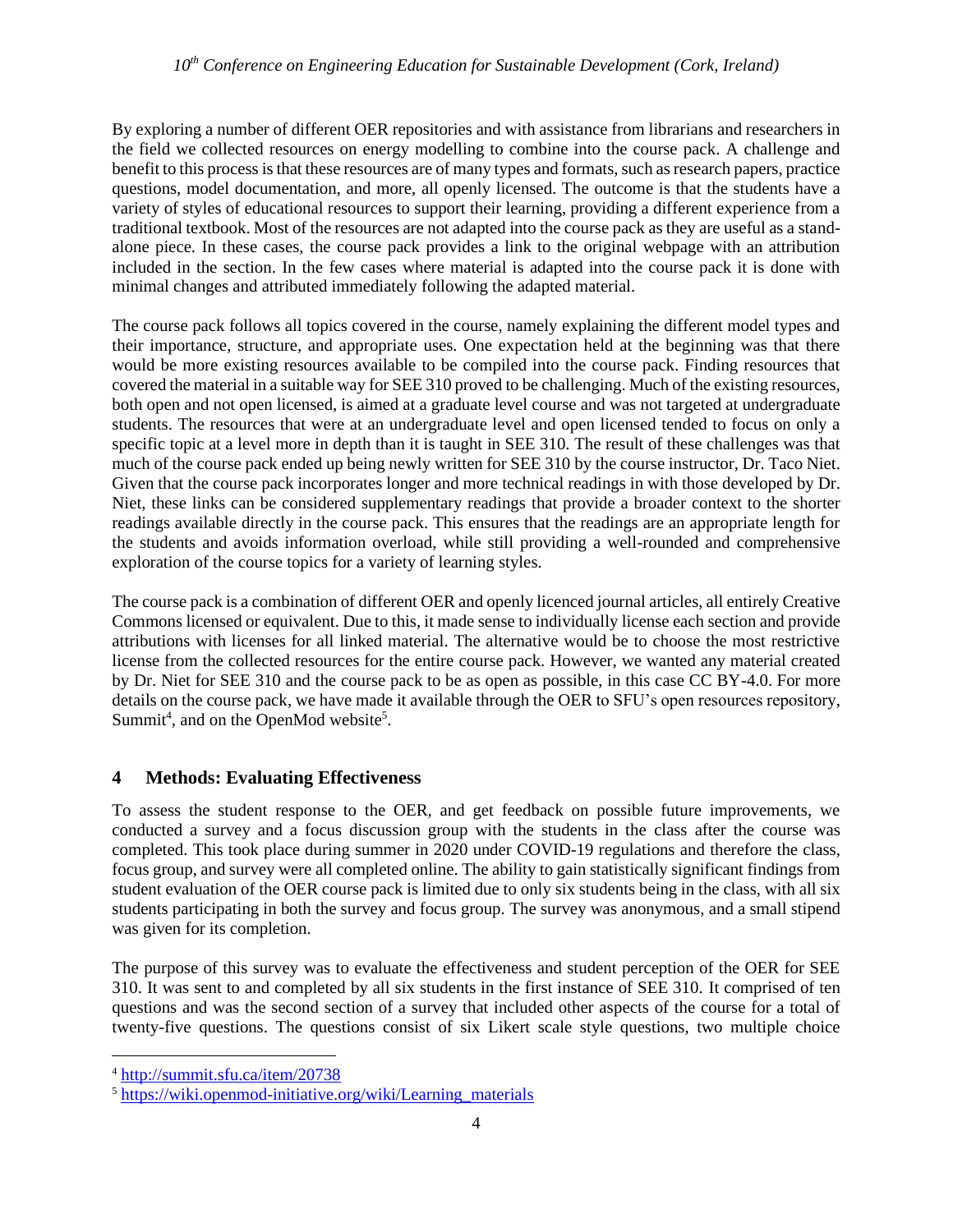By exploring a number of different OER repositories and with assistance from librarians and researchers in the field we collected resources on energy modelling to combine into the course pack. A challenge and benefit to this process is that these resources are of many types and formats, such as research papers, practice questions, model documentation, and more, all openly licensed. The outcome is that the students have a variety of styles of educational resources to support their learning, providing a different experience from a traditional textbook. Most of the resources are not adapted into the course pack as they are useful as a stand-alone piece. In these cases, the course pack provides a link to the original webpage with an attribution included in the section. In the few cases where material is adapted into the course pack it is done with minimal changes and attributed immediately following the adapted material.

The course pack follows all topics covered in the course, namely explaining the different model types and their importance, structure, and appropriate uses. One expectation held at the beginning was that there would be more existing resources available to be compiled into the course pack. Finding resources that covered the material in a suitable way for SEE 310 proved to be challenging. Much of the existing resources, both open and not open licensed, is aimed at a graduate level course and was not targeted at undergraduate students. The resources that were at an undergraduate level and open licensed tended to focus on only a specific topic at a level more in depth than it is taught in SEE 310. The result of these challenges was that much of the course pack ended up being newly written for SEE 310 by the course instructor, Dr. Taco Niet. Given that the course pack incorporates longer and more technical readings in with those developed by Dr. Niet, these links can be considered supplementary readings that provide a broader context to the shorter readings available directly in the course pack. This ensures that the readings are an appropriate length for the students and avoids information overload, while still providing a well-rounded and comprehensive exploration of the course topics for a variety of learning styles.

The course pack is a combination of different OER and openly licenced journal articles, all entirely Creative Commons licensed or equivalent. Due to this, it made sense to individually license each section and provide attributions with licenses for all linked material. The alternative would be to choose the most restrictive license from the collected resources for the entire course pack. However, we wanted any material created by Dr. Niet for SEE 310 and the course pack to be as open as possible, in this case CC BY-4.0. For more details on the course pack, we have made it available through the OER to SFU's open resources repository, Summit[4], and on the OpenMod website[5].

## 4 Methods: Evaluating Effectiveness

To assess the student response to the OER, and get feedback on possible future improvements, we conducted a survey and a focus discussion group with the students in the class after the course was completed. This took place during summer in 2020 under COVID-19 regulations and therefore the class, focus group, and survey were all completed online. The ability to gain statistically significant findings from student evaluation of the OER course pack is limited due to only six students being in the class, with all six students participating in both the survey and focus group. The survey was anonymous, and a small stipend was given for its completion.

The purpose of this survey was to evaluate the effectiveness and student perception of the OER for SEE 310. It was sent to and completed by all six students in the first instance of SEE 310. It comprised of ten questions and was the second section of a survey that included other aspects of the course for a total of twenty-five questions. The questions consist of six Likert scale style questions, two multiple choice

[4] http://summit.sfu.ca/item/20738

[5] https://wiki.openmod-initiative.org/wiki/Learning_materials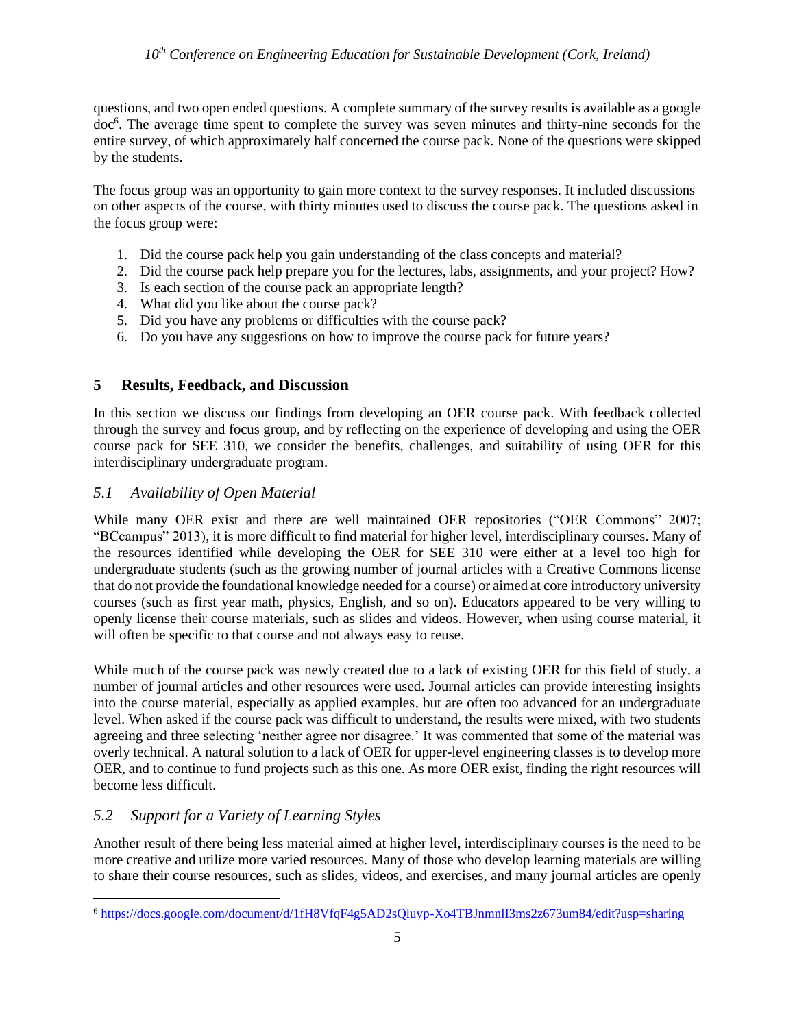questions, and two open ended questions. A complete summary of the survey results is available as a google doc[6]. The average time spent to complete the survey was seven minutes and thirty-nine seconds for the entire survey, of which approximately half concerned the course pack. None of the questions were skipped by the students.

The focus group was an opportunity to gain more context to the survey responses. It included discussions on other aspects of the course, with thirty minutes used to discuss the course pack. The questions asked in the focus group were:

1. Did the course pack help you gain understanding of the class concepts and material?
2. Did the course pack help prepare you for the lectures, labs, assignments, and your project? How?
3. Is each section of the course pack an appropriate length?
4. What did you like about the course pack?
5. Did you have any problems or difficulties with the course pack?
6. Do you have any suggestions on how to improve the course pack for future years?

## 5 Results, Feedback, and Discussion

In this section we discuss our findings from developing an OER course pack. With feedback collected through the survey and focus group, and by reflecting on the experience of developing and using the OER course pack for SEE 310, we consider the benefits, challenges, and suitability of using OER for this interdisciplinary undergraduate program.

### *5.1 Availability of Open Material*

While many OER exist and there are well maintained OER repositories ("OER Commons" 2007; "BCcampus" 2013), it is more difficult to find material for higher level, interdisciplinary courses. Many of the resources identified while developing the OER for SEE 310 were either at a level too high for undergraduate students (such as the growing number of journal articles with a Creative Commons license that do not provide the foundational knowledge needed for a course) or aimed at core introductory university courses (such as first year math, physics, English, and so on). Educators appeared to be very willing to openly license their course materials, such as slides and videos. However, when using course material, it will often be specific to that course and not always easy to reuse.

While much of the course pack was newly created due to a lack of existing OER for this field of study, a number of journal articles and other resources were used. Journal articles can provide interesting insights into the course material, especially as applied examples, but are often too advanced for an undergraduate level. When asked if the course pack was difficult to understand, the results were mixed, with two students agreeing and three selecting 'neither agree nor disagree.' It was commented that some of the material was overly technical. A natural solution to a lack of OER for upper-level engineering classes is to develop more OER, and to continue to fund projects such as this one. As more OER exist, finding the right resources will become less difficult.

### *5.2 Support for a Variety of Learning Styles*

Another result of there being less material aimed at higher level, interdisciplinary courses is the need to be more creative and utilize more varied resources. Many of those who develop learning materials are willing to share their course resources, such as slides, videos, and exercises, and many journal articles are openly

[6] https://docs.google.com/document/d/1fH8VfqF4g5AD2sQluyp-Xo4TBJnmnlI3ms2z673um84/edit?usp=sharing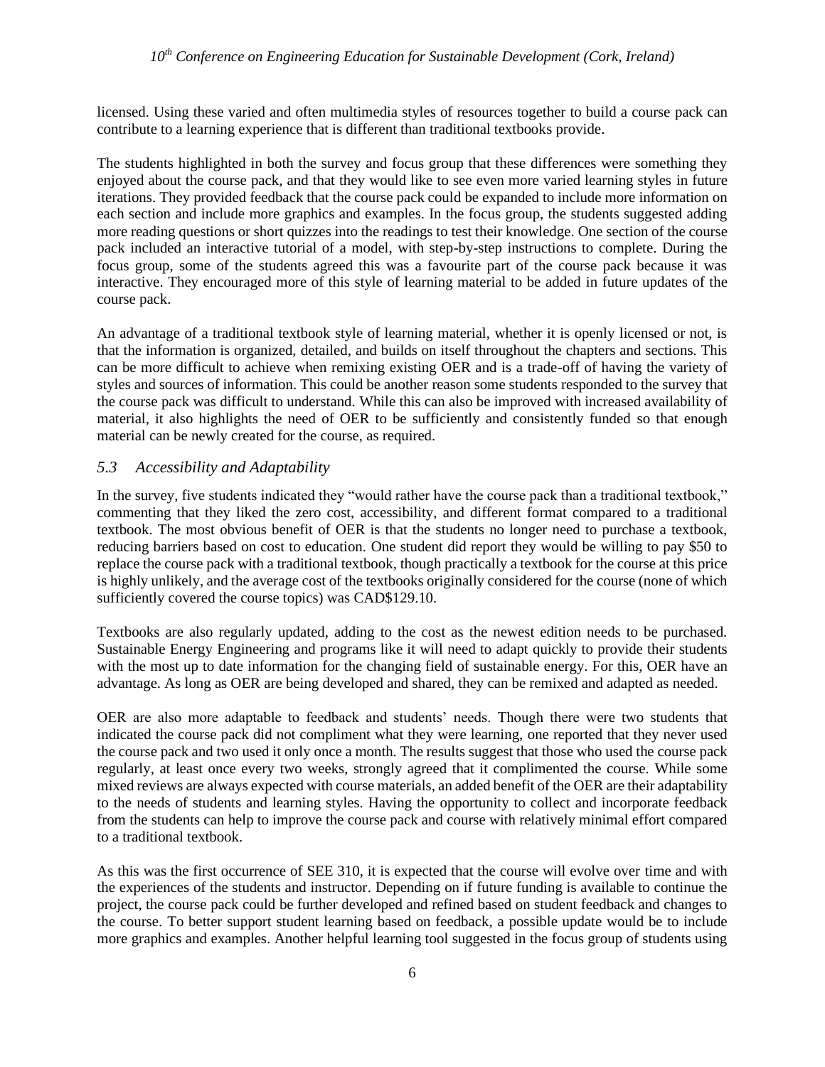licensed. Using these varied and often multimedia styles of resources together to build a course pack can contribute to a learning experience that is different than traditional textbooks provide.

The students highlighted in both the survey and focus group that these differences were something they enjoyed about the course pack, and that they would like to see even more varied learning styles in future iterations. They provided feedback that the course pack could be expanded to include more information on each section and include more graphics and examples. In the focus group, the students suggested adding more reading questions or short quizzes into the readings to test their knowledge. One section of the course pack included an interactive tutorial of a model, with step-by-step instructions to complete. During the focus group, some of the students agreed this was a favourite part of the course pack because it was interactive. They encouraged more of this style of learning material to be added in future updates of the course pack.

An advantage of a traditional textbook style of learning material, whether it is openly licensed or not, is that the information is organized, detailed, and builds on itself throughout the chapters and sections. This can be more difficult to achieve when remixing existing OER and is a trade-off of having the variety of styles and sources of information. This could be another reason some students responded to the survey that the course pack was difficult to understand. While this can also be improved with increased availability of material, it also highlights the need of OER to be sufficiently and consistently funded so that enough material can be newly created for the course, as required.

### *5.3 Accessibility and Adaptability*

In the survey, five students indicated they "would rather have the course pack than a traditional textbook," commenting that they liked the zero cost, accessibility, and different format compared to a traditional textbook. The most obvious benefit of OER is that the students no longer need to purchase a textbook, reducing barriers based on cost to education. One student did report they would be willing to pay \$50 to replace the course pack with a traditional textbook, though practically a textbook for the course at this price is highly unlikely, and the average cost of the textbooks originally considered for the course (none of which sufficiently covered the course topics) was CAD\$129.10.

Textbooks are also regularly updated, adding to the cost as the newest edition needs to be purchased. Sustainable Energy Engineering and programs like it will need to adapt quickly to provide their students with the most up to date information for the changing field of sustainable energy. For this, OER have an advantage. As long as OER are being developed and shared, they can be remixed and adapted as needed.

OER are also more adaptable to feedback and students' needs. Though there were two students that indicated the course pack did not compliment what they were learning, one reported that they never used the course pack and two used it only once a month. The results suggest that those who used the course pack regularly, at least once every two weeks, strongly agreed that it complimented the course. While some mixed reviews are always expected with course materials, an added benefit of the OER are their adaptability to the needs of students and learning styles. Having the opportunity to collect and incorporate feedback from the students can help to improve the course pack and course with relatively minimal effort compared to a traditional textbook.

As this was the first occurrence of SEE 310, it is expected that the course will evolve over time and with the experiences of the students and instructor. Depending on if future funding is available to continue the project, the course pack could be further developed and refined based on student feedback and changes to the course. To better support student learning based on feedback, a possible update would be to include more graphics and examples. Another helpful learning tool suggested in the focus group of students using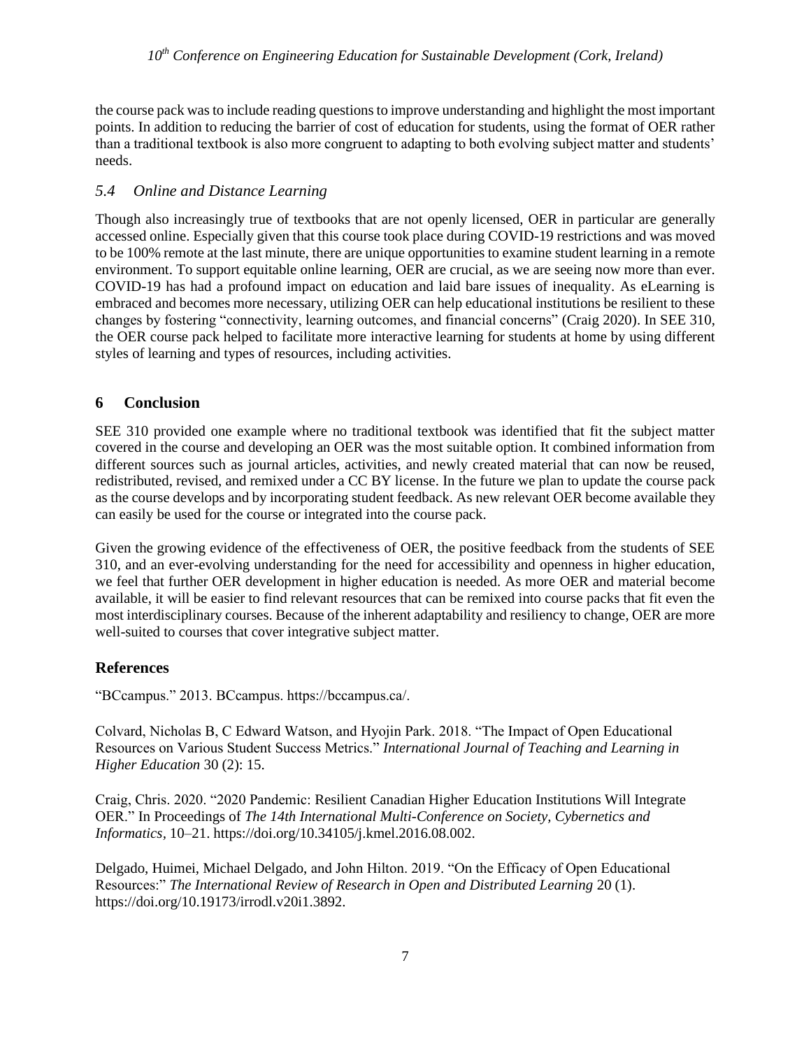the course pack was to include reading questions to improve understanding and highlight the most important points. In addition to reducing the barrier of cost of education for students, using the format of OER rather than a traditional textbook is also more congruent to adapting to both evolving subject matter and students' needs.

### *5.4 Online and Distance Learning*

Though also increasingly true of textbooks that are not openly licensed, OER in particular are generally accessed online. Especially given that this course took place during COVID-19 restrictions and was moved to be 100% remote at the last minute, there are unique opportunities to examine student learning in a remote environment. To support equitable online learning, OER are crucial, as we are seeing now more than ever. COVID-19 has had a profound impact on education and laid bare issues of inequality. As eLearning is embraced and becomes more necessary, utilizing OER can help educational institutions be resilient to these changes by fostering "connectivity, learning outcomes, and financial concerns" (Craig 2020). In SEE 310, the OER course pack helped to facilitate more interactive learning for students at home by using different styles of learning and types of resources, including activities.

## 6 Conclusion

SEE 310 provided one example where no traditional textbook was identified that fit the subject matter covered in the course and developing an OER was the most suitable option. It combined information from different sources such as journal articles, activities, and newly created material that can now be reused, redistributed, revised, and remixed under a CC BY license. In the future we plan to update the course pack as the course develops and by incorporating student feedback. As new relevant OER become available they can easily be used for the course or integrated into the course pack.

Given the growing evidence of the effectiveness of OER, the positive feedback from the students of SEE 310, and an ever-evolving understanding for the need for accessibility and openness in higher education, we feel that further OER development in higher education is needed. As more OER and material become available, it will be easier to find relevant resources that can be remixed into course packs that fit even the most interdisciplinary courses. Because of the inherent adaptability and resiliency to change, OER are more well-suited to courses that cover integrative subject matter.

## References

"BCcampus." 2013. BCcampus. https://bccampus.ca/.

Colvard, Nicholas B, C Edward Watson, and Hyojin Park. 2018. "The Impact of Open Educational Resources on Various Student Success Metrics." *International Journal of Teaching and Learning in Higher Education* 30 (2): 15.

Craig, Chris. 2020. "2020 Pandemic: Resilient Canadian Higher Education Institutions Will Integrate OER." In Proceedings of *The 14th International Multi-Conference on Society, Cybernetics and Informatics*, 10–21. https://doi.org/10.34105/j.kmel.2016.08.002.

Delgado, Huimei, Michael Delgado, and John Hilton. 2019. "On the Efficacy of Open Educational Resources:" *The International Review of Research in Open and Distributed Learning* 20 (1). https://doi.org/10.19173/irrodl.v20i1.3892.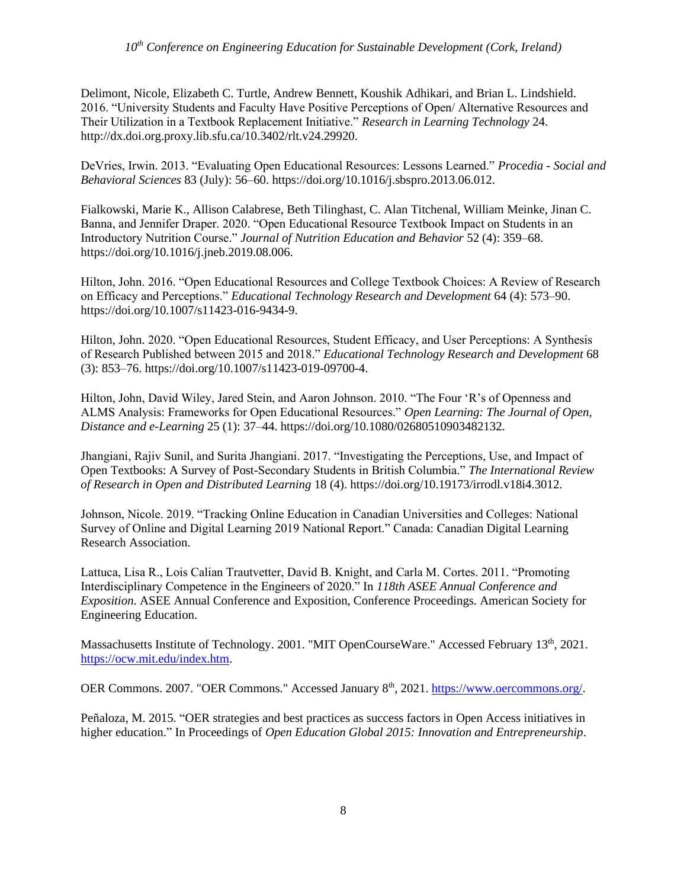Delimont, Nicole, Elizabeth C. Turtle, Andrew Bennett, Koushik Adhikari, and Brian L. Lindshield. 2016. "University Students and Faculty Have Positive Perceptions of Open/ Alternative Resources and Their Utilization in a Textbook Replacement Initiative." *Research in Learning Technology* 24. http://dx.doi.org.proxy.lib.sfu.ca/10.3402/rlt.v24.29920.

DeVries, Irwin. 2013. "Evaluating Open Educational Resources: Lessons Learned." *Procedia - Social and Behavioral Sciences* 83 (July): 56–60. https://doi.org/10.1016/j.sbspro.2013.06.012.

Fialkowski, Marie K., Allison Calabrese, Beth Tilinghast, C. Alan Titchenal, William Meinke, Jinan C. Banna, and Jennifer Draper. 2020. "Open Educational Resource Textbook Impact on Students in an Introductory Nutrition Course." *Journal of Nutrition Education and Behavior* 52 (4): 359–68. https://doi.org/10.1016/j.jneb.2019.08.006.

Hilton, John. 2016. "Open Educational Resources and College Textbook Choices: A Review of Research on Efficacy and Perceptions." *Educational Technology Research and Development* 64 (4): 573–90. https://doi.org/10.1007/s11423-016-9434-9.

Hilton, John. 2020. "Open Educational Resources, Student Efficacy, and User Perceptions: A Synthesis of Research Published between 2015 and 2018." *Educational Technology Research and Development* 68 (3): 853–76. https://doi.org/10.1007/s11423-019-09700-4.

Hilton, John, David Wiley, Jared Stein, and Aaron Johnson. 2010. "The Four 'R's of Openness and ALMS Analysis: Frameworks for Open Educational Resources." *Open Learning: The Journal of Open, Distance and e-Learning* 25 (1): 37–44. https://doi.org/10.1080/02680510903482132.

Jhangiani, Rajiv Sunil, and Surita Jhangiani. 2017. "Investigating the Perceptions, Use, and Impact of Open Textbooks: A Survey of Post-Secondary Students in British Columbia." *The International Review of Research in Open and Distributed Learning* 18 (4). https://doi.org/10.19173/irrodl.v18i4.3012.

Johnson, Nicole. 2019. "Tracking Online Education in Canadian Universities and Colleges: National Survey of Online and Digital Learning 2019 National Report." Canada: Canadian Digital Learning Research Association.

Lattuca, Lisa R., Lois Calian Trautvetter, David B. Knight, and Carla M. Cortes. 2011. "Promoting Interdisciplinary Competence in the Engineers of 2020." In *118th ASEE Annual Conference and Exposition.* ASEE Annual Conference and Exposition, Conference Proceedings. American Society for Engineering Education.

Massachusetts Institute of Technology. 2001. "MIT OpenCourseWare." Accessed February 13th, 2021. https://ocw.mit.edu/index.htm.

OER Commons. 2007. "OER Commons." Accessed January 8th, 2021. https://www.oercommons.org/.

Peñaloza, M. 2015. "OER strategies and best practices as success factors in Open Access initiatives in higher education." In Proceedings of *Open Education Global 2015: Innovation and Entrepreneurship*.